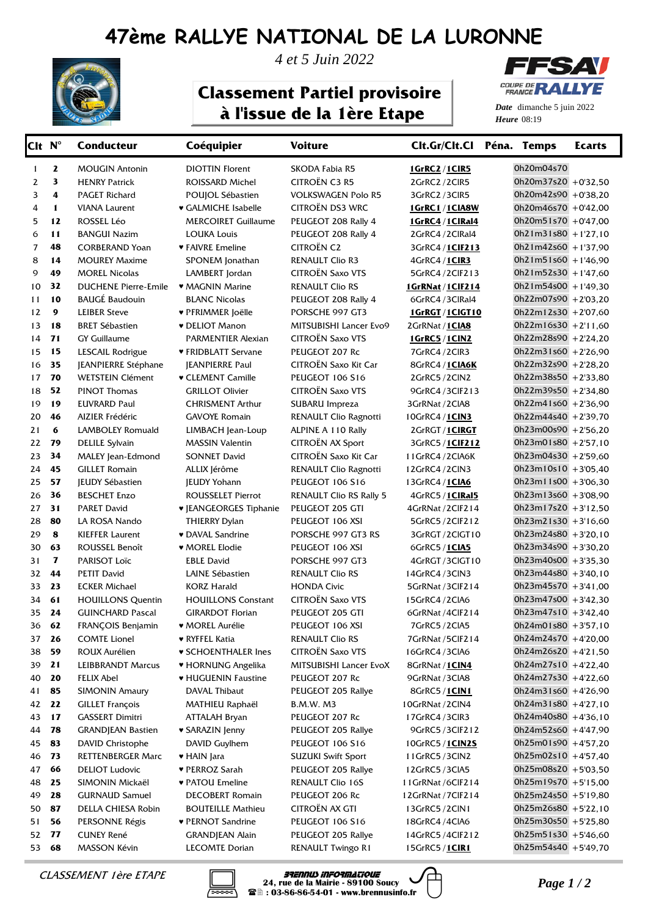# 47ème RALLYE NATIONAL DE LA LURONNE

*4 et 5 Juin 2022*

## Classement Partiel provisoire à l'issue de la 1ère Etape

*Date* dimanche 5 juin 2022
*Heure* 08:19

| Clt | N° | Conducteur | Coéquipier | Voiture | Clt.Gr/Clt.Cl | Péna. | Temps | Ecarts |
|---|---|---|---|---|---|---|---|---|
| 1 | **2** | MOUGIN Antonin | DIOTTIN Florent | SKODA Fabia R5 | **1GrRC2 / 1ClR5** | | 0h20m04s70 | |
| 2 | **3** | HENRY Patrick | ROISSARD Michel | CITROËN C3 R5 | 2GrRC2 / 2ClR5 | | 0h20m37s20 | +0'32,50 |
| 3 | **4** | PAGET Richard | POUJOL Sébastien | VOLKSWAGEN Polo R5 | 3GrRC2 / 3ClR5 | | 0h20m42s90 | +0'38,20 |
| 4 | **1** | VIANA Laurent | ♥ GALMICHE Isabelle | CITROËN DS3 WRC | **1GrRC1 / 1ClA8W** | | 0h20m46s70 | +0'42,00 |
| 5 | **12** | ROSSEL Léo | MERCOIRET Guillaume | PEUGEOT 208 Rally 4 | **1GrRC4 / 1ClRal4** | | 0h20m51s70 | +0'47,00 |
| 6 | **11** | BANGUI Nazim | LOUKA Louis | PEUGEOT 208 Rally 4 | 2GrRC4 / 2ClRal4 | | 0h21m31s80 | +1'27,10 |
| 7 | **48** | CORBERAND Yoan | ♥ FAIVRE Emeline | CITROËN C2 | 3GrRC4 / **1ClF213** | | 0h21m42s60 | +1'37,90 |
| 8 | **14** | MOUREY Maxime | SPONEM Jonathan | RENAULT Clio R3 | 4GrRC4 / **1ClR3** | | 0h21m51s60 | +1'46,90 |
| 9 | **49** | MOREL Nicolas | LAMBERT Jordan | CITROËN Saxo VTS | 5GrRC4 / 2ClF213 | | 0h21m52s30 | +1'47,60 |
| 10 | **32** | DUCHENE Pierre-Emile | ♥ MAGNIN Marine | RENAULT Clio RS | **1GrNat / 1ClF214** | | 0h21m54s00 | +1'49,30 |
| 11 | **10** | BAUGÉ Baudouin | BLANC Nicolas | PEUGEOT 208 Rally 4 | 6GrRC4 / 3ClRal4 | | 0h22m07s90 | +2'03,20 |
| 12 | **9** | LEIBER Steve | ♥ PFRIMMER Joëlle | PORSCHE 997 GT3 | **1GrRGT / 1ClGT10** | | 0h22m12s30 | +2'07,60 |
| 13 | **18** | BRET Sébastien | ♥ DELIOT Manon | MITSUBISHI Lancer Evo9 | 2GrRNat / **1ClA8** | | 0h22m16s30 | +2'11,60 |
| 14 | **71** | GY Guillaume | PARMENTIER Alexian | CITROËN Saxo VTS | **1GrRC5 / 1ClN2** | | 0h22m28s90 | +2'24,20 |
| 15 | **15** | LESCAIL Rodrigue | ♥ FRIDBLATT Servane | PEUGEOT 207 Rc | 7GrRC4 / 2ClR3 | | 0h22m31s60 | +2'26,90 |
| 16 | **35** | JEANPIERRE Stéphane | JEANPIERRE Paul | CITROËN Saxo Kit Car | 8GrRC4 / **1ClA6K** | | 0h22m32s90 | +2'28,20 |
| 17 | **70** | WETSTEIN Clément | ♥ CLEMENT Camille | PEUGEOT 106 S16 | 2GrRC5 / 2ClN2 | | 0h22m38s50 | +2'33,80 |
| 18 | **52** | PINOT Thomas | GRILLOT Olivier | CITROËN Saxo VTS | 9GrRC4 / 3ClF213 | | 0h22m39s50 | +2'34,80 |
| 19 | **19** | EUVRARD Paul | CHRISMENT Arthur | SUBARU Impreza | 3GrRNat / 2ClA8 | | 0h22m41s60 | +2'36,90 |
| 20 | **46** | AIZIER Frédéric | GAVOYE Romain | RENAULT Clio Ragnotti | 10GrRC4 / **1ClN3** | | 0h22m44s40 | +2'39,70 |
| 21 | **6** | LAMBOLEY Romuald | LIMBACH Jean-Loup | ALPINE A 110 Rally | 2GrRGT / **1ClRGT** | | 0h23m00s90 | +2'56,20 |
| 22 | **79** | DELILE Sylvain | MASSIN Valentin | CITROËN AX Sport | 3GrRC5 / **1ClF212** | | 0h23m01s80 | +2'57,10 |
| 23 | **34** | MALEY Jean-Edmond | SONNET David | CITROËN Saxo Kit Car | 11GrRC4 / 2ClA6K | | 0h23m04s30 | +2'59,60 |
| 24 | **45** | GILLET Romain | ALLIX Jérôme | RENAULT Clio Ragnotti | 12GrRC4 / 2ClN3 | | 0h23m10s10 | +3'05,40 |
| 25 | **57** | JEUDY Sébastien | JEUDY Yohann | PEUGEOT 106 S16 | 13GrRC4 / **1ClA6** | | 0h23m11s00 | +3'06,30 |
| 26 | **36** | BESCHET Enzo | ROUSSELET Pierrot | RENAULT Clio RS Rally 5 | 4GrRC5 / **1ClRal5** | | 0h23m13s60 | +3'08,90 |
| 27 | **31** | PARET David | ♥ JEANGEORGES Tiphanie | PEUGEOT 205 GTI | 4GrRNat / 2ClF214 | | 0h23m17s20 | +3'12,50 |
| 28 | **80** | LA ROSA Nando | THIERRY Dylan | PEUGEOT 106 XSI | 5GrRC5 / 2ClF212 | | 0h23m21s30 | +3'16,60 |
| 29 | **8** | KIEFFER Laurent | ♥ DAVAL Sandrine | PORSCHE 997 GT3 RS | 3GrRGT / 2ClGT10 | | 0h23m24s80 | +3'20,10 |
| 30 | **63** | ROUSSEL Benoît | ♥ MOREL Elodie | PEUGEOT 106 XSI | 6GrRC5 / **1ClA5** | | 0h23m34s90 | +3'30,20 |
| 31 | **7** | PARISOT Loïc | EBLE David | PORSCHE 997 GT3 | 4GrRGT / 3ClGT10 | | 0h23m40s00 | +3'35,30 |
| 32 | **44** | PETIT David | LAINE Sébastien | RENAULT Clio RS | 14GrRC4 / 3ClN3 | | 0h23m44s80 | +3'40,10 |
| 33 | **23** | ECKER Michael | KORZ Harald | HONDA Civic | 5GrRNat / 3ClF214 | | 0h23m45s70 | +3'41,00 |
| 34 | **61** | HOUILLONS Quentin | HOUILLONS Constant | CITROËN Saxo VTS | 15GrRC4 / 2ClA6 | | 0h23m47s00 | +3'42,30 |
| 35 | **24** | GUINCHARD Pascal | GIRARDOT Florian | PEUGEOT 205 GTI | 6GrRNat / 4ClF214 | | 0h23m47s10 | +3'42,40 |
| 36 | **62** | FRANÇOIS Benjamin | ♥ MOREL Aurélie | PEUGEOT 106 XSI | 7GrRC5 / 2ClA5 | | 0h24m01s80 | +3'57,10 |
| 37 | **26** | COMTE Lionel | ♥ RYFFEL Katia | RENAULT Clio RS | 7GrRNat / 5ClF214 | | 0h24m24s70 | +4'20,00 |
| 38 | **59** | ROUX Aurélien | ♥ SCHOENTHALER Ines | CITROËN Saxo VTS | 16GrRC4 / 3ClA6 | | 0h24m26s20 | +4'21,50 |
| 39 | **21** | LEIBBRANDT Marcus | ♥ HORNUNG Angelika | MITSUBISHI Lancer EvoX | 8GrRNat / **1ClN4** | | 0h24m27s10 | +4'22,40 |
| 40 | **20** | FELIX Abel | ♥ HUGUENIN Faustine | PEUGEOT 207 Rc | 9GrRNat / 3ClA8 | | 0h24m27s30 | +4'22,60 |
| 41 | **85** | SIMONIN Amaury | DAVAL Thibaut | PEUGEOT 205 Rallye | 8GrRC5 / **1ClN1** | | 0h24m31s60 | +4'26,90 |
| 42 | **22** | GILLET François | MATHIEU Raphaël | B.M.W. M3 | 10GrRNat / 2ClN4 | | 0h24m31s80 | +4'27,10 |
| 43 | **17** | GASSERT Dimitri | ATTALAH Bryan | PEUGEOT 207 Rc | 17GrRC4 / 3ClR3 | | 0h24m40s80 | +4'36,10 |
| 44 | **78** | GRANDJEAN Bastien | ♥ SARAZIN Jenny | PEUGEOT 205 Rallye | 9GrRC5 / 3ClF212 | | 0h24m52s60 | +4'47,90 |
| 45 | **83** | DAVID Christophe | DAVID Guylhem | PEUGEOT 106 S16 | 10GrRC5 / **1ClN2S** | | 0h25m01s90 | +4'57,20 |
| 46 | **73** | RETTENBERGER Marc | ♥ HAIN Jara | SUZUKI Swift Sport | 11GrRC5 / 3ClN2 | | 0h25m02s10 | +4'57,40 |
| 47 | **66** | DELIOT Ludovic | ♥ PERROZ Sarah | PEUGEOT 205 Rallye | 12GrRC5 / 3ClA5 | | 0h25m08s20 | +5'03,50 |
| 48 | **25** | SIMONIN Mickaël | ♥ PATOU Emeline | RENAULT Clio 16S | 11GrRNat / 6ClF214 | | 0h25m19s70 | +5'15,00 |
| 49 | **28** | GURNAUD Samuel | DECOBERT Romain | PEUGEOT 206 Rc | 12GrRNat / 7ClF214 | | 0h25m24s50 | +5'19,80 |
| 50 | **87** | DELLA CHIESA Robin | BOUTEILLE Mathieu | CITROËN AX GTI | 13GrRC5 / 2ClN1 | | 0h25m26s80 | +5'22,10 |
| 51 | **56** | PERSONNE Régis | ♥ PERNOT Sandrine | PEUGEOT 106 S16 | 18GrRC4 / 4ClA6 | | 0h25m30s50 | +5'25,80 |
| 52 | **77** | CUNEY René | GRANDJEAN Alain | PEUGEOT 205 Rallye | 14GrRC5 / 4ClF212 | | 0h25m51s30 | +5'46,60 |
| 53 | **68** | MASSON Kévin | LECOMTE Dorian | RENAULT Twingo R1 | 15GrRC5 / **1ClR1** | | 0h25m54s40 | +5'49,70 |

*CLASSEMENT 1ère ETAPE*

BRENNUS INFORMATIQUE
24, rue de la Mairie - 89100 Soucy
: 03-86-86-54-01 - www.brennusinfo.fr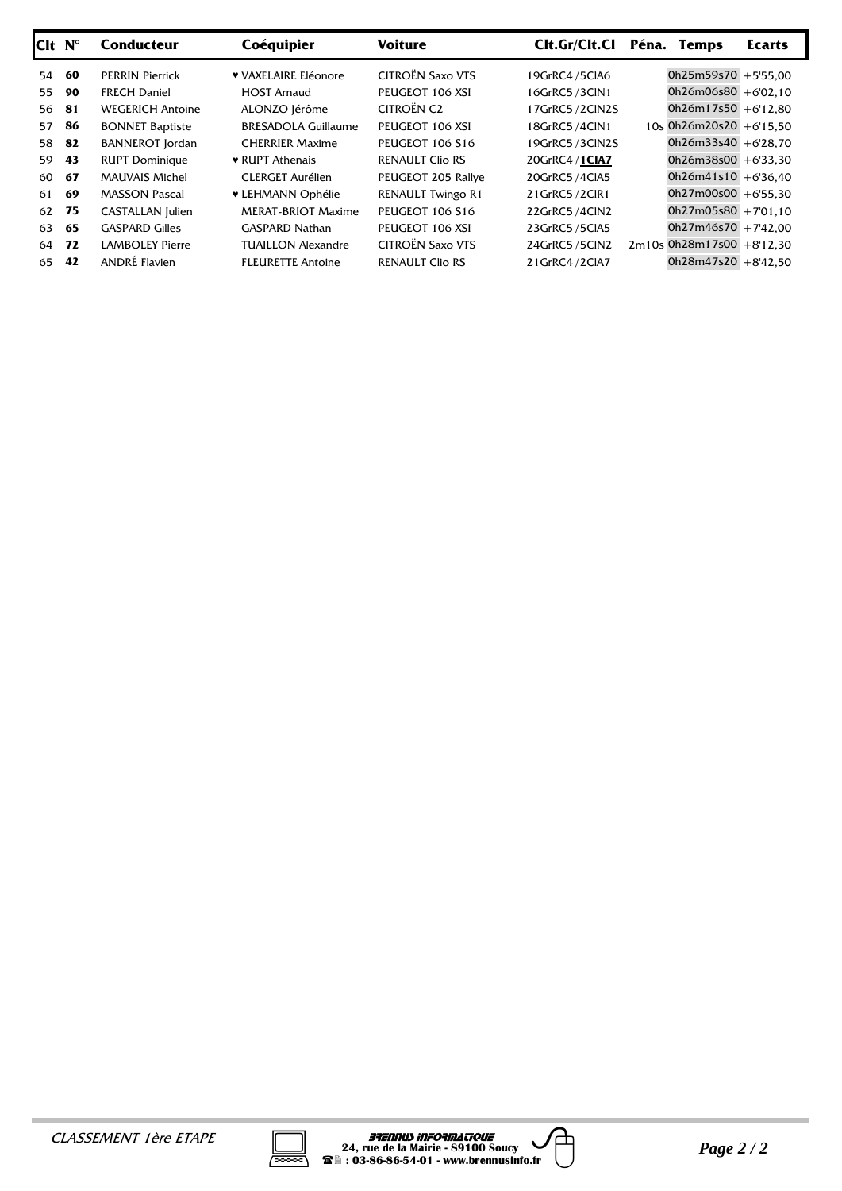| Clt | N° | Conducteur | Coéquipier | Voiture | Clt.Gr/Clt.Cl | Péna. | Temps | Ecarts |
|---|---|---|---|---|---|---|---|---|
| 54 | **60** | PERRIN Pierrick | ♥ VAXELAIRE Eléonore | CITROËN Saxo VTS | 19GrRC4 /5ClA6 | | 0h25m59s70 | +5'55,00 |
| 55 | **90** | FRECH Daniel | HOST Arnaud | PEUGEOT 106 XSI | 16GrRC5 /3ClN1 | | 0h26m06s80 | +6'02,10 |
| 56 | **81** | WEGERICH Antoine | ALONZO Jérôme | CITROËN C2 | 17GrRC5 /2ClN2S | | 0h26m17s50 | +6'12,80 |
| 57 | **86** | BONNET Baptiste | BRESADOLA Guillaume | PEUGEOT 106 XSI | 18GrRC5 /4ClN1 | 10s | 0h26m20s20 | +6'15,50 |
| 58 | **82** | BANNEROT Jordan | CHERRIER Maxime | PEUGEOT 106 S16 | 19GrRC5 /3ClN2S | | 0h26m33s40 | +6'28,70 |
| 59 | **43** | RUPT Dominique | ♥ RUPT Athenais | RENAULT Clio RS | 20GrRC4 /**1ClA7** | | 0h26m38s00 | +6'33,30 |
| 60 | **67** | MAUVAIS Michel | CLERGET Aurélien | PEUGEOT 205 Rallye | 20GrRC5 /4ClA5 | | 0h26m41s10 | +6'36,40 |
| 61 | **69** | MASSON Pascal | ♥ LEHMANN Ophélie | RENAULT Twingo R1 | 21GrRC5 /2ClR1 | | 0h27m00s00 | +6'55,30 |
| 62 | **75** | CASTALLAN Julien | MERAT-BRIOT Maxime | PEUGEOT 106 S16 | 22GrRC5 /4ClN2 | | 0h27m05s80 | +7'01,10 |
| 63 | **65** | GASPARD Gilles | GASPARD Nathan | PEUGEOT 106 XSI | 23GrRC5 /5ClA5 | | 0h27m46s70 | +7'42,00 |
| 64 | **72** | LAMBOLEY Pierre | TUAILLON Alexandre | CITROËN Saxo VTS | 24GrRC5 /5ClN2 | 2m10s | 0h28m17s00 | +8'12,30 |
| 65 | **42** | ANDRÉ Flavien | FLEURETTE Antoine | RENAULT Clio RS | 21GrRC4 /2ClA7 | | 0h28m47s20 | +8'42,50 |

*CLASSEMENT 1ère ETAPE*

**BRENNUS INFORMATIQUE**
**24, rue de la Mairie - 89100 Soucy**
**: 03-86-86-54-01 - www.brennusinfo.fr**